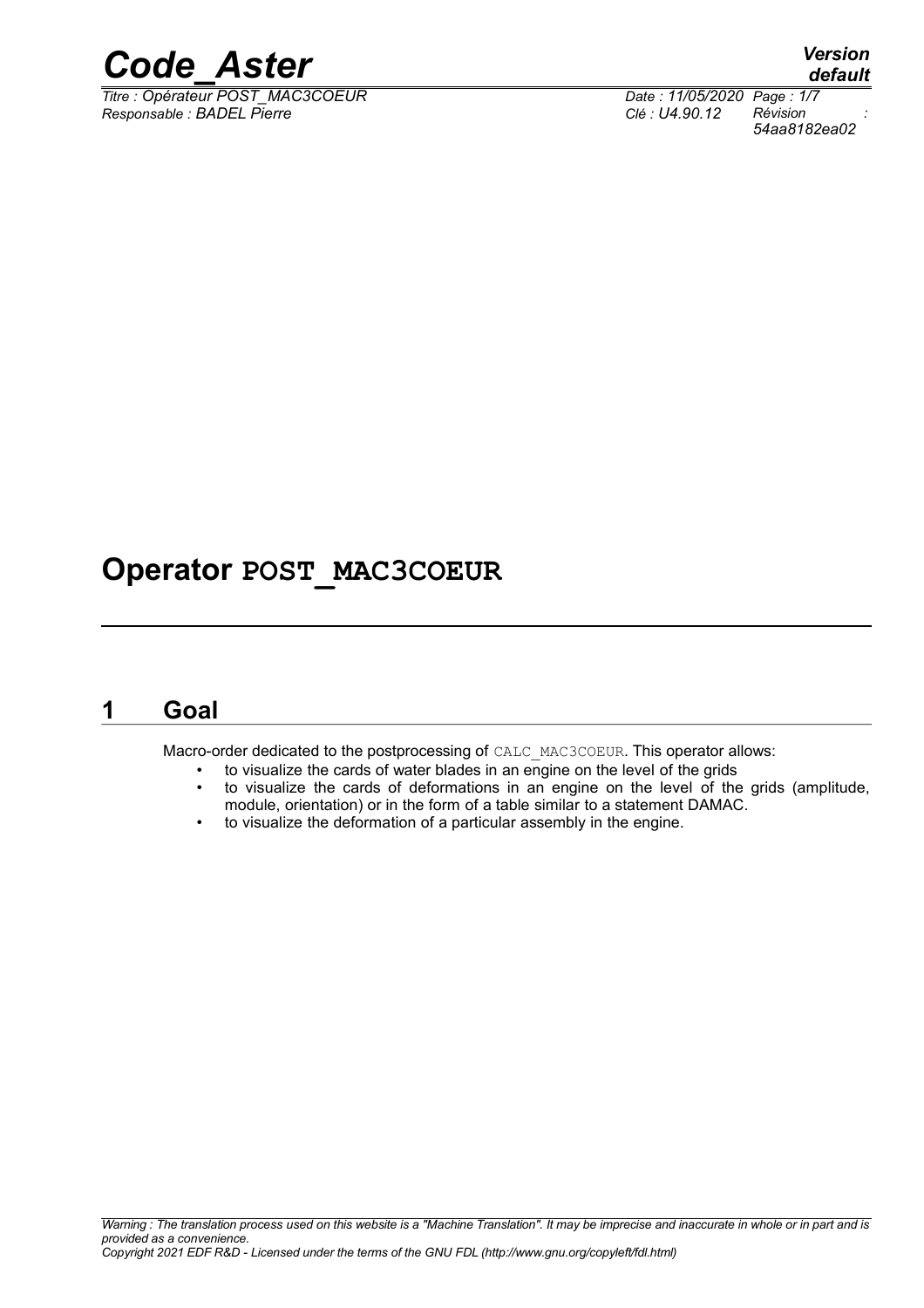# Operator POST_MAC3COEUR

## 1 Goal

Macro-order dedicated to the postprocessing of CALC_MAC3COEUR. This operator allows:

- to visualize the cards of water blades in an engine on the level of the grids
- to visualize the cards of deformations in an engine on the level of the grids (amplitude, module, orientation) or in the form of a table similar to a statement DAMAC.
- to visualize the deformation of a particular assembly in the engine.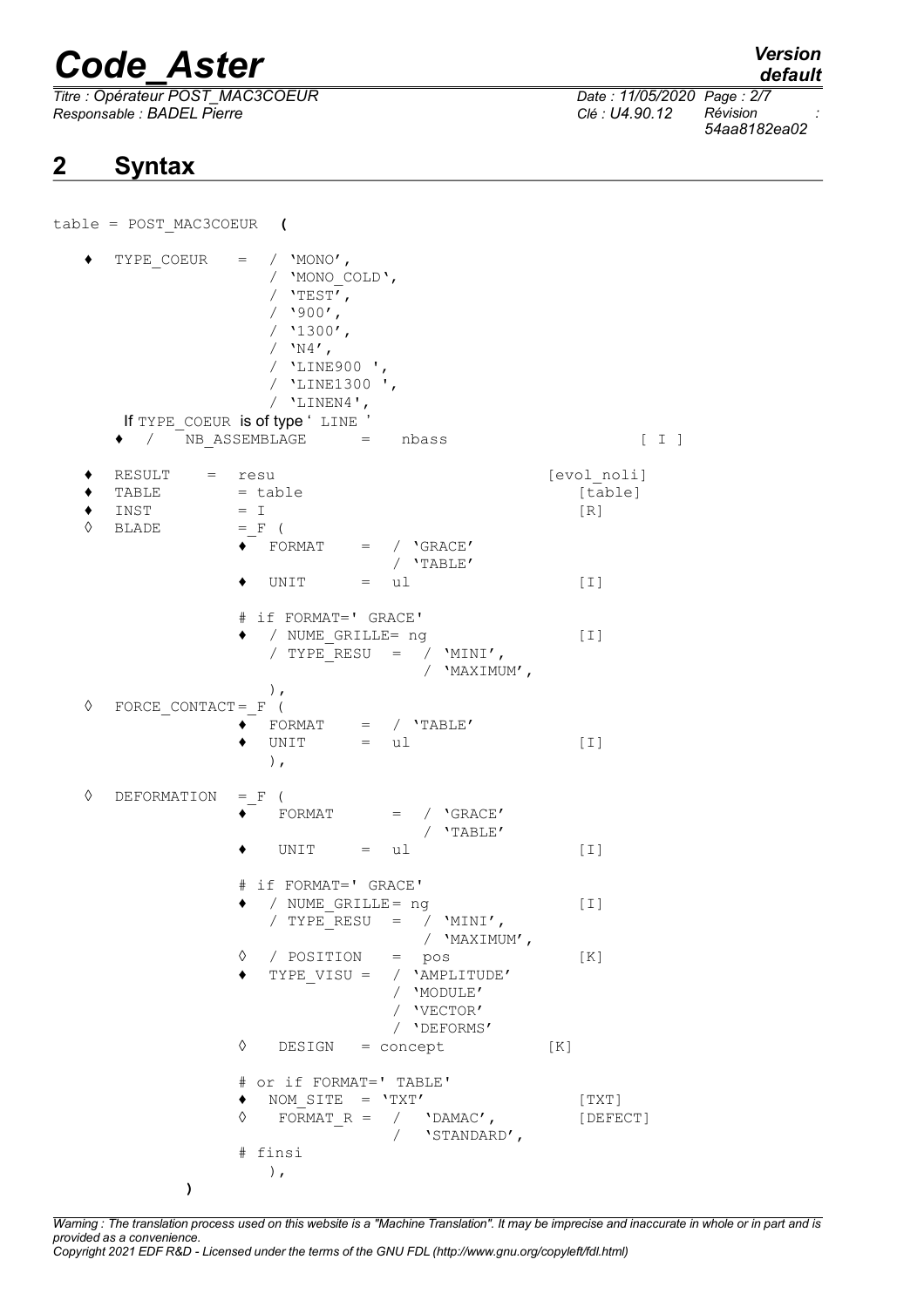## 2 Syntax

```
table = POST_MAC3COEUR (

   ♦  TYPE_COEUR    =  / 'MONO',
                       / 'MONO_COLD',
                       / 'TEST',
                       / '900',
                       / '1300',
                       / 'N4',
                       / 'LINE900 ',
                       / 'LINE1300 ',
                       / 'LINEN4',
      If TYPE_COEUR is of type ' LINE '
      ♦  /   NB_ASSEMBLAGE      =    nbass                    [ I ]

   ♦  RESULT    =  resu                                [evol_noli]
   ♦  TABLE        = table                                [table]
   ♦  INST         = I                                    [R]
   ◊  BLADE        =_F (
                   ♦  FORMAT    =  / 'GRACE'
                                   / 'TABLE'
                   ♦  UNIT      =  ul                      [I]

                   # if FORMAT=' GRACE'
                   ♦  / NUME_GRILLE= ng                    [I]
                      / TYPE_RESU  =  / 'MINI',
                                      / 'MAXIMUM',
                      ),
   ◊  FORCE_CONTACT=_F (
                   ♦  FORMAT    =  / 'TABLE'
                   ♦  UNIT      =  ul                      [I]
                      ),

   ◊  DEFORMATION  =_F (
                   ♦   FORMAT      =  / 'GRACE'
                                      / 'TABLE'
                   ♦   UNIT     =  ul                      [I]

                   # if FORMAT=' GRACE'
                   ♦  / NUME_GRILLE= ng                    [I]
                      / TYPE_RESU  =  / 'MINI',
                                      / 'MAXIMUM',
                   ◊  / POSITION   =  pos                  [K]
                   ♦  TYPE_VISU =  / 'AMPLITUDE'
                                   / 'MODULE'
                                   / 'VECTOR'
                                   / 'DEFORMS'
                   ◊   DESIGN   = concept               [K]

                   # or if FORMAT=' TABLE'
                   ♦  NOM_SITE  = 'TXT'                    [TXT]
                   ◊   FORMAT_R =  /  'DAMAC',             [DEFECT]
                                   /  'STANDARD',
                   # finsi
                      ),
            )
```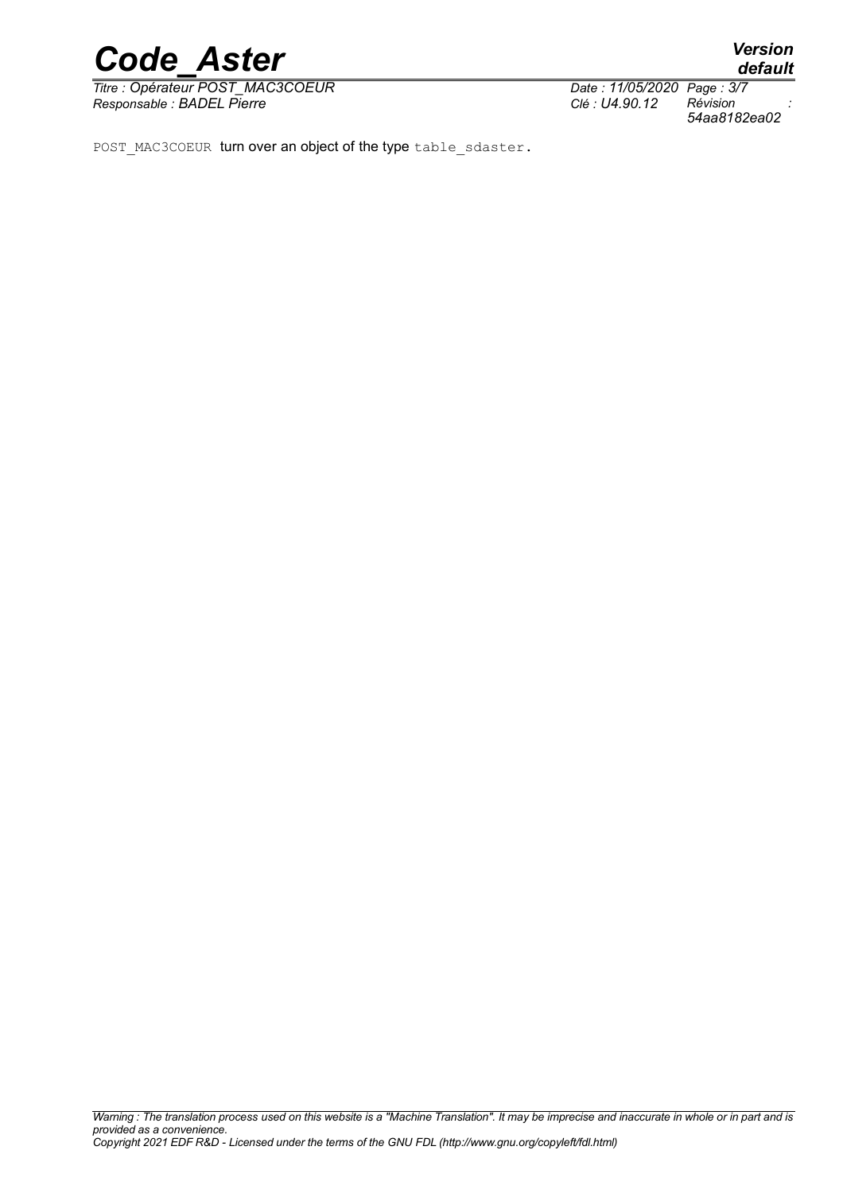`POST_MAC3COEUR` turn over an object of the type `table_sdaster`.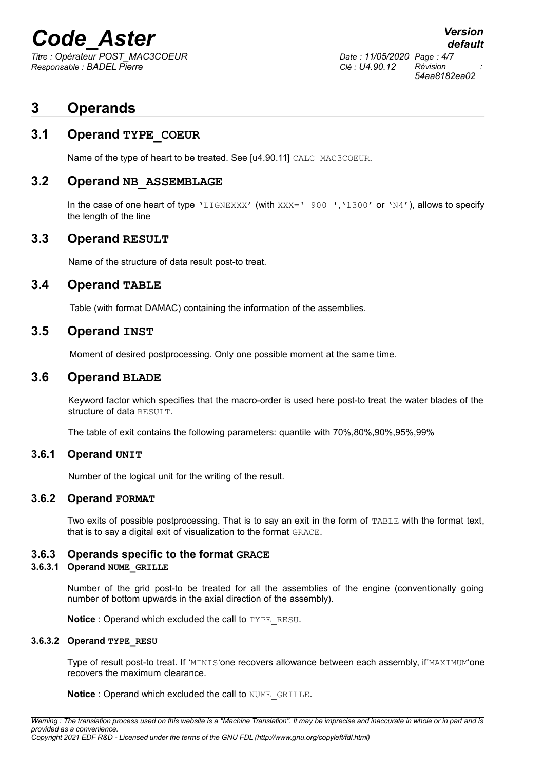# 3 Operands

## 3.1 Operand TYPE_COEUR

Name of the type of heart to be treated. See [u4.90.11] CALC_MAC3COEUR.

## 3.2 Operand NB_ASSEMBLAGE

In the case of one heart of type 'LIGNEXXX' (with XXX=' 900 ','1300' or 'N4'), allows to specify the length of the line

## 3.3 Operand RESULT

Name of the structure of data result post-to treat.

## 3.4 Operand TABLE

Table (with format DAMAC) containing the information of the assemblies.

## 3.5 Operand INST

Moment of desired postprocessing. Only one possible moment at the same time.

## 3.6 Operand BLADE

Keyword factor which specifies that the macro-order is used here post-to treat the water blades of the structure of data RESULT.

The table of exit contains the following parameters: quantile with 70%,80%,90%,95%,99%

### 3.6.1 Operand UNIT

Number of the logical unit for the writing of the result.

### 3.6.2 Operand FORMAT

Two exits of possible postprocessing. That is to say an exit in the form of TABLE with the format text, that is to say a digital exit of visualization to the format GRACE.

### 3.6.3 Operands specific to the format GRACE

#### 3.6.3.1 Operand NUME_GRILLE

Number of the grid post-to be treated for all the assemblies of the engine (conventionally going number of bottom upwards in the axial direction of the assembly).

**Notice** : Operand which excluded the call to TYPE_RESU.

#### 3.6.3.2 Operand TYPE_RESU

Type of result post-to treat. If 'MINIS'one recovers allowance between each assembly, if'MAXIMUM'one recovers the maximum clearance.

**Notice** : Operand which excluded the call to NUME_GRILLE.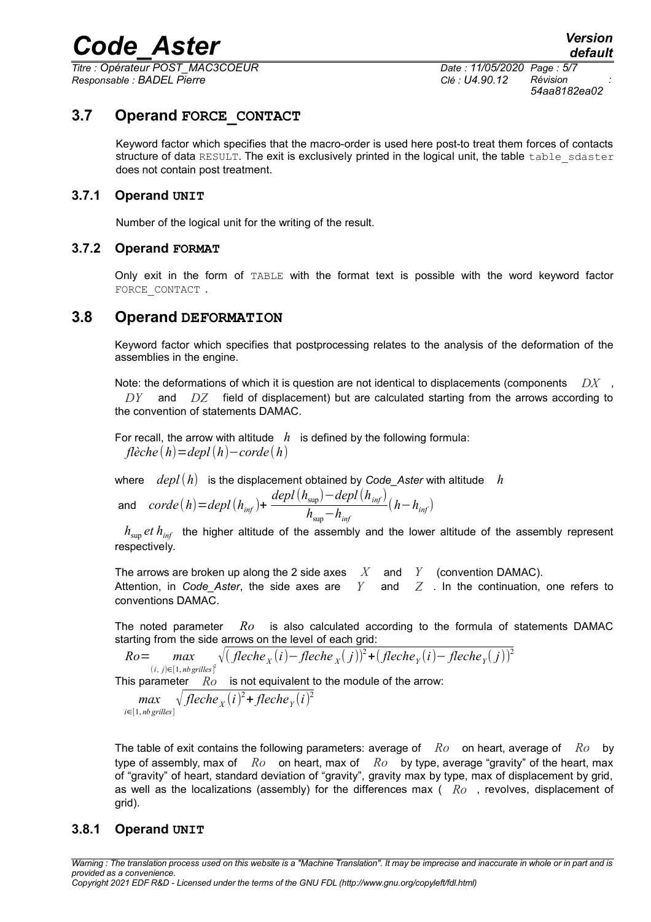## 3.7 Operand FORCE_CONTACT

Keyword factor which specifies that the macro-order is used here post-to treat them forces of contacts structure of data RESULT. The exit is exclusively printed in the logical unit, the table table_sdaster does not contain post treatment.

### 3.7.1 Operand UNIT

Number of the logical unit for the writing of the result.

### 3.7.2 Operand FORMAT

Only exit in the form of TABLE with the format text is possible with the word keyword factor FORCE_CONTACT .

## 3.8 Operand DEFORMATION

Keyword factor which specifies that postprocessing relates to the analysis of the deformation of the assemblies in the engine.

Note: the deformations of which it is question are not identical to displacements (components $DX$ , $DY$ and $DZ$ field of displacement) but are calculated starting from the arrows according to the convention of statements DAMAC.

For recall, the arrow with altitude $h$ is defined by the following formula:

$$flèche(h)=depl(h)-corde(h)$$

where $depl(h)$ is the displacement obtained by *Code_Aster* with altitude $h$

and $corde(h)=depl(h_{inf})+\frac{depl(h_{\sup})-depl(h_{inf})}{h_{\sup}-h_{inf}}(h-h_{inf})$

$h_{\sup}$ *et* $h_{inf}$ the higher altitude of the assembly and the lower altitude of the assembly represent respectively.

The arrows are broken up along the 2 side axes $X$ and $Y$ (convention DAMAC).
Attention, in *Code_Aster*, the side axes are $Y$ and $Z$ . In the continuation, one refers to conventions DAMAC.

The noted parameter $Ro$ is also calculated according to the formula of statements DAMAC starting from the side arrows on the level of each grid:

$$Ro=\max_{(i,j)\in[1,nb\,grilles]^2}\sqrt{(fleche_X(i)-fleche_X(j))^2+(fleche_Y(i)-fleche_Y(j))^2}$$

This parameter $Ro$ is not equivalent to the module of the arrow:

$$\max_{i\in[1,nb\,grilles]}\sqrt{fleche_X(i)^2+fleche_Y(i)^2}$$

The table of exit contains the following parameters: average of $Ro$ on heart, average of $Ro$ by type of assembly, max of $Ro$ on heart, max of $Ro$ by type, average "gravity" of the heart, max of "gravity" of heart, standard deviation of "gravity", gravity max by type, max of displacement by grid, as well as the localizations (assembly) for the differences max ( $Ro$ , revolves, displacement of grid).

### 3.8.1 Operand UNIT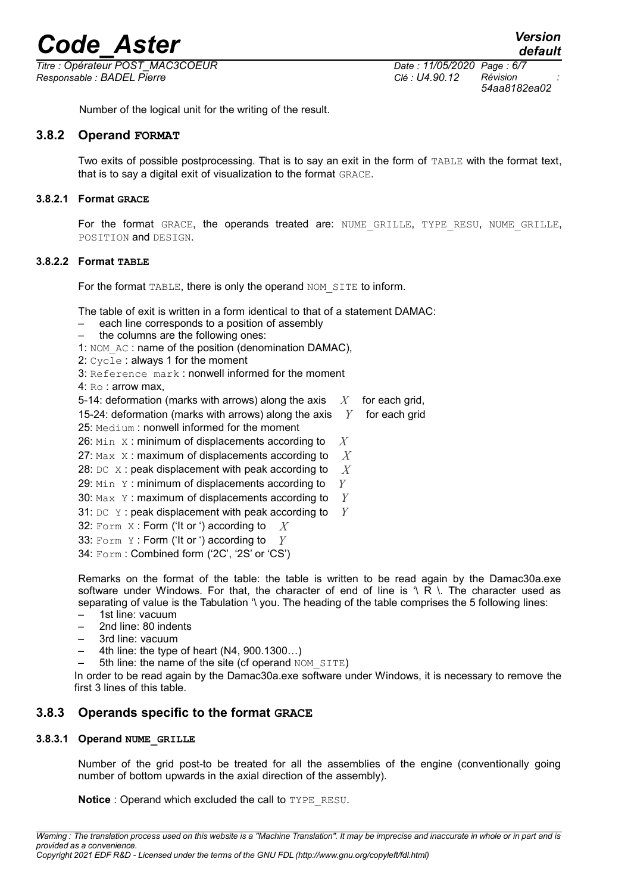Number of the logical unit for the writing of the result.

### 3.8.2 Operand FORMAT

Two exits of possible postprocessing. That is to say an exit in the form of TABLE with the format text, that is to say a digital exit of visualization to the format GRACE.

#### 3.8.2.1 Format GRACE

For the format GRACE, the operands treated are: NUME_GRILLE, TYPE_RESU, NUME_GRILLE, POSITION and DESIGN.

#### 3.8.2.2 Format TABLE

For the format TABLE, there is only the operand NOM_SITE to inform.

The table of exit is written in a form identical to that of a statement DAMAC:

- each line corresponds to a position of assembly
- the columns are the following ones:

1: NOM_AC : name of the position (denomination DAMAC),
2: Cycle : always 1 for the moment
3: Reference mark : nonwell informed for the moment
4: Ro : arrow max,
5-14: deformation (marks with arrows) along the axis $X$ for each grid,
15-24: deformation (marks with arrows) along the axis $Y$ for each grid
25: Medium : nonwell informed for the moment
26: Min X : minimum of displacements according to $X$
27: Max X : maximum of displacements according to $X$
28: DC X : peak displacement with peak according to $X$
29: Min Y : minimum of displacements according to $Y$
30: Max Y : maximum of displacements according to $Y$
31: DC Y : peak displacement with peak according to $Y$
32: Form X : Form ('It or ') according to $X$
33: Form Y : Form ('It or ') according to $Y$
34: Form : Combined form ('2C', '2S' or 'CS')

Remarks on the format of the table: the table is written to be read again by the Damac30a.exe software under Windows. For that, the character of end of line is '\ R \. The character used as separating of value is the Tabulation '\ you. The heading of the table comprises the 5 following lines:

- 1st line: vacuum
- 2nd line: 80 indents
- 3rd line: vacuum
- 4th line: the type of heart (N4, 900.1300…)
- 5th line: the name of the site (cf operand NOM_SITE)

In order to be read again by the Damac30a.exe software under Windows, it is necessary to remove the first 3 lines of this table.

### 3.8.3 Operands specific to the format GRACE

#### 3.8.3.1 Operand NUME_GRILLE

Number of the grid post-to be treated for all the assemblies of the engine (conventionally going number of bottom upwards in the axial direction of the assembly).

**Notice** : Operand which excluded the call to TYPE_RESU.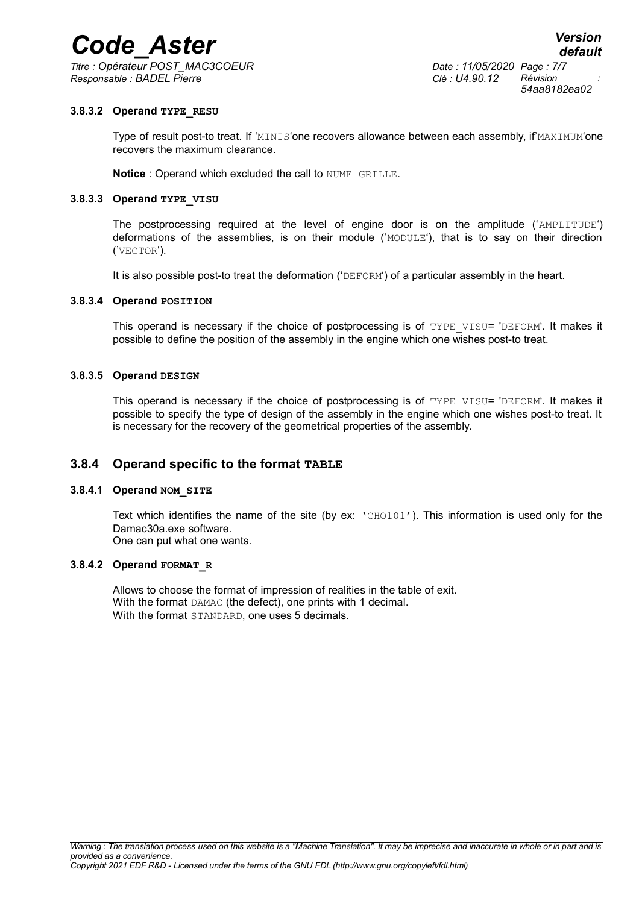#### 3.8.3.2 Operand TYPE_RESU

Type of result post-to treat. If 'MINIS'one recovers allowance between each assembly, if'MAXIMUM'one recovers the maximum clearance.

**Notice** : Operand which excluded the call to NUME_GRILLE.

#### 3.8.3.3 Operand TYPE_VISU

The postprocessing required at the level of engine door is on the amplitude ('AMPLITUDE') deformations of the assemblies, is on their module ('MODULE'), that is to say on their direction ('VECTOR').

It is also possible post-to treat the deformation ('DEFORM') of a particular assembly in the heart.

#### 3.8.3.4 Operand POSITION

This operand is necessary if the choice of postprocessing is of TYPE_VISU= 'DEFORM'. It makes it possible to define the position of the assembly in the engine which one wishes post-to treat.

#### 3.8.3.5 Operand DESIGN

This operand is necessary if the choice of postprocessing is of TYPE_VISU= 'DEFORM'. It makes it possible to specify the type of design of the assembly in the engine which one wishes post-to treat. It is necessary for the recovery of the geometrical properties of the assembly.

### 3.8.4 Operand specific to the format TABLE

#### 3.8.4.1 Operand NOM_SITE

Text which identifies the name of the site (by ex: 'CHO101'). This information is used only for the Damac30a.exe software.
One can put what one wants.

#### 3.8.4.2 Operand FORMAT_R

Allows to choose the format of impression of realities in the table of exit.
With the format DAMAC (the defect), one prints with 1 decimal.
With the format STANDARD, one uses 5 decimals.